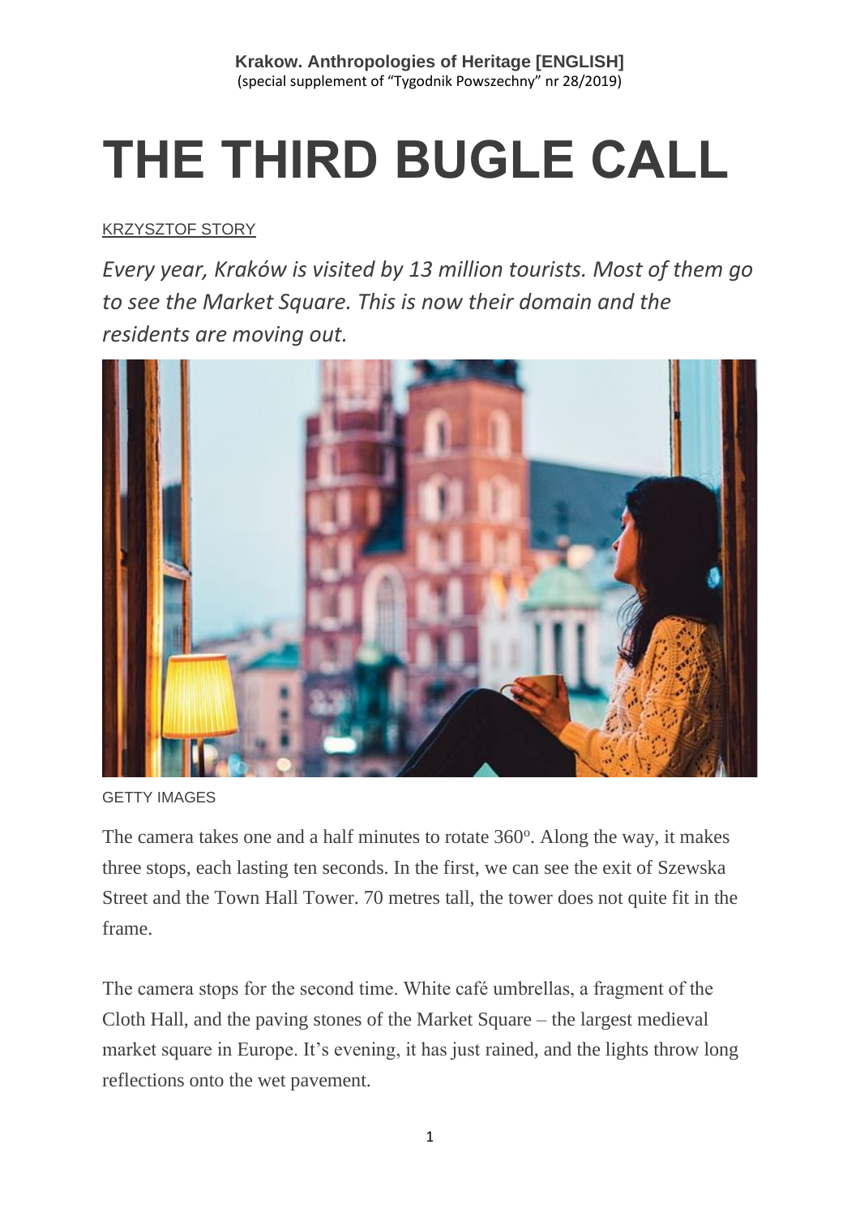**Krakow. Anthropologies of Heritage [ENGLISH]**
(special supplement of "Tygodnik Powszechny" nr 28/2019)

# THE THIRD BUGLE CALL

KRZYSZTOF STORY

*Every year, Kraków is visited by 13 million tourists. Most of them go to see the Market Square. This is now their domain and the residents are moving out.*

GETTY IMAGES

The camera takes one and a half minutes to rotate 360°. Along the way, it makes three stops, each lasting ten seconds. In the first, we can see the exit of Szewska Street and the Town Hall Tower. 70 metres tall, the tower does not quite fit in the frame.

The camera stops for the second time. White café umbrellas, a fragment of the Cloth Hall, and the paving stones of the Market Square – the largest medieval market square in Europe. It's evening, it has just rained, and the lights throw long reflections onto the wet pavement.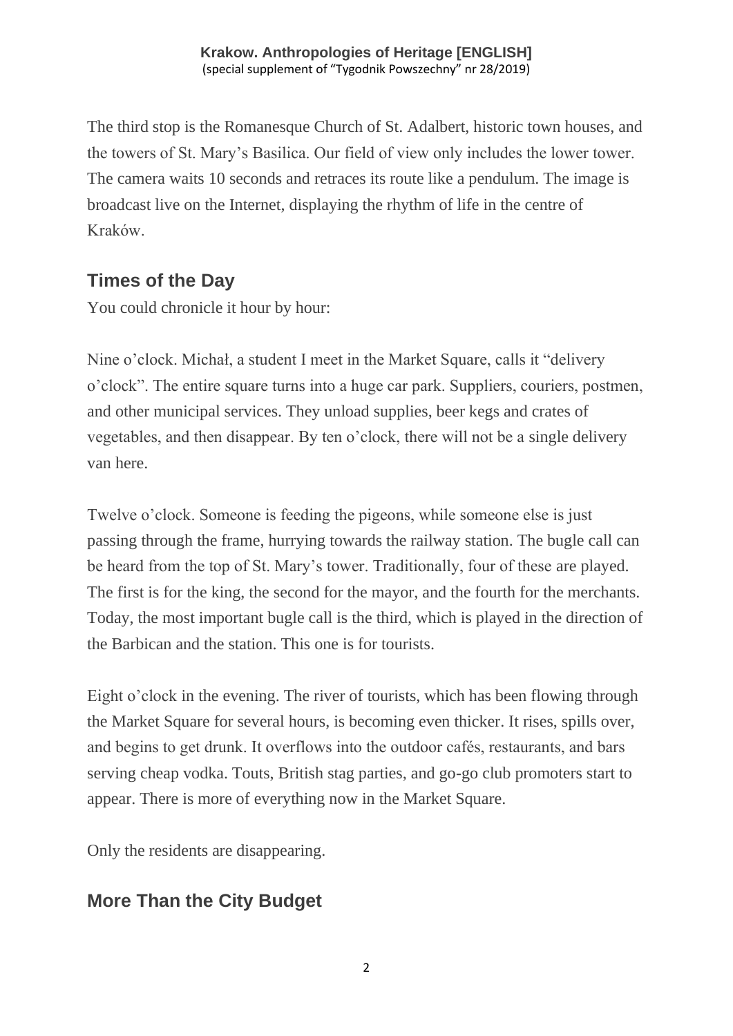The third stop is the Romanesque Church of St. Adalbert, historic town houses, and the towers of St. Mary's Basilica. Our field of view only includes the lower tower. The camera waits 10 seconds and retraces its route like a pendulum. The image is broadcast live on the Internet, displaying the rhythm of life in the centre of Kraków.

## Times of the Day

You could chronicle it hour by hour:

Nine o'clock. Michał, a student I meet in the Market Square, calls it "delivery o'clock". The entire square turns into a huge car park. Suppliers, couriers, postmen, and other municipal services. They unload supplies, beer kegs and crates of vegetables, and then disappear. By ten o'clock, there will not be a single delivery van here.

Twelve o'clock. Someone is feeding the pigeons, while someone else is just passing through the frame, hurrying towards the railway station. The bugle call can be heard from the top of St. Mary's tower. Traditionally, four of these are played. The first is for the king, the second for the mayor, and the fourth for the merchants. Today, the most important bugle call is the third, which is played in the direction of the Barbican and the station. This one is for tourists.

Eight o'clock in the evening. The river of tourists, which has been flowing through the Market Square for several hours, is becoming even thicker. It rises, spills over, and begins to get drunk. It overflows into the outdoor cafés, restaurants, and bars serving cheap vodka. Touts, British stag parties, and go-go club promoters start to appear. There is more of everything now in the Market Square.

Only the residents are disappearing.

## More Than the City Budget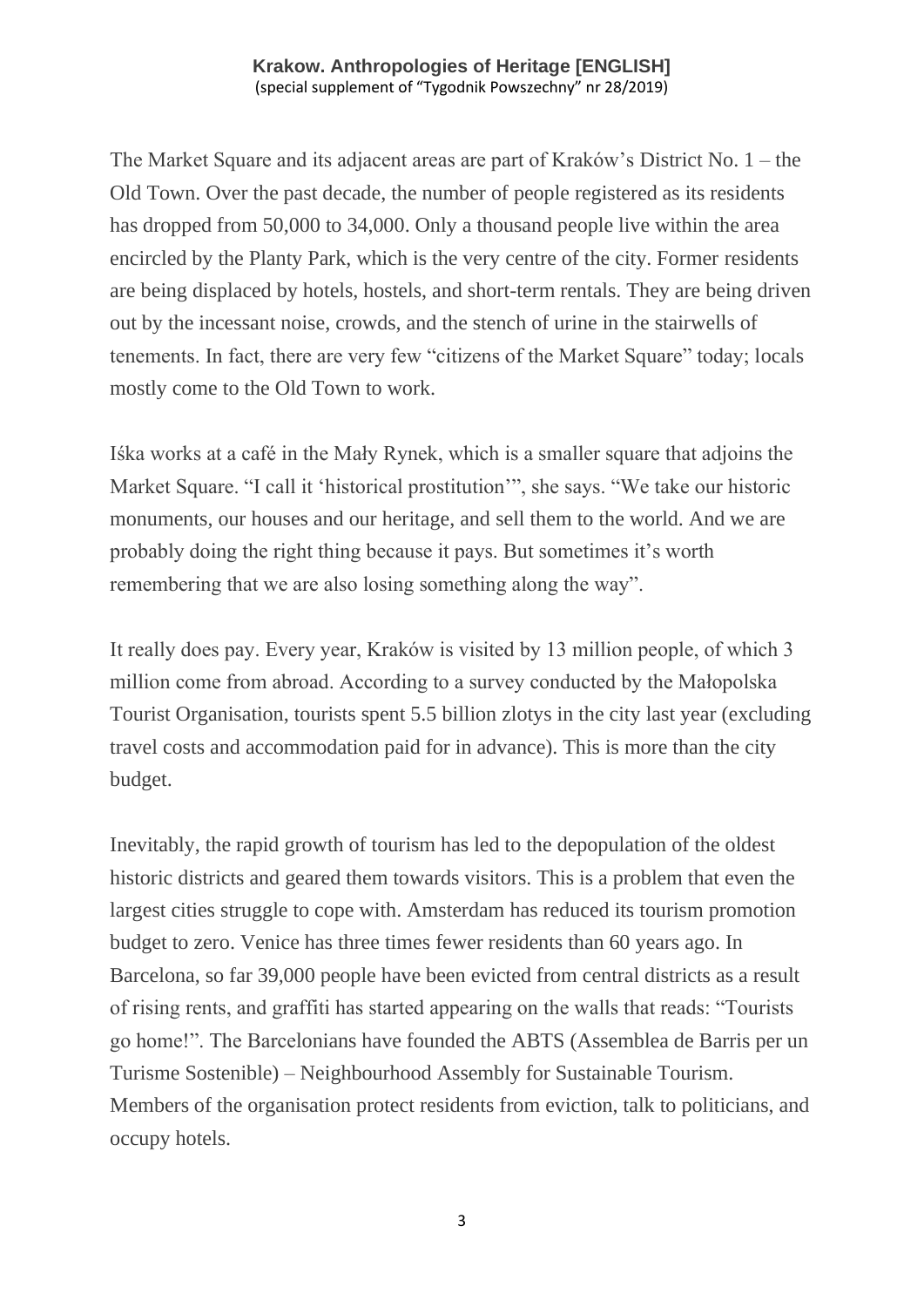The Market Square and its adjacent areas are part of Kraków's District No. 1 – the Old Town. Over the past decade, the number of people registered as its residents has dropped from 50,000 to 34,000. Only a thousand people live within the area encircled by the Planty Park, which is the very centre of the city. Former residents are being displaced by hotels, hostels, and short-term rentals. They are being driven out by the incessant noise, crowds, and the stench of urine in the stairwells of tenements. In fact, there are very few "citizens of the Market Square" today; locals mostly come to the Old Town to work.

Iśka works at a café in the Mały Rynek, which is a smaller square that adjoins the Market Square. "I call it 'historical prostitution'", she says. "We take our historic monuments, our houses and our heritage, and sell them to the world. And we are probably doing the right thing because it pays. But sometimes it's worth remembering that we are also losing something along the way".

It really does pay. Every year, Kraków is visited by 13 million people, of which 3 million come from abroad. According to a survey conducted by the Małopolska Tourist Organisation, tourists spent 5.5 billion zlotys in the city last year (excluding travel costs and accommodation paid for in advance). This is more than the city budget.

Inevitably, the rapid growth of tourism has led to the depopulation of the oldest historic districts and geared them towards visitors. This is a problem that even the largest cities struggle to cope with. Amsterdam has reduced its tourism promotion budget to zero. Venice has three times fewer residents than 60 years ago. In Barcelona, so far 39,000 people have been evicted from central districts as a result of rising rents, and graffiti has started appearing on the walls that reads: "Tourists go home!". The Barcelonians have founded the ABTS (Assemblea de Barris per un Turisme Sostenible) – Neighbourhood Assembly for Sustainable Tourism. Members of the organisation protect residents from eviction, talk to politicians, and occupy hotels.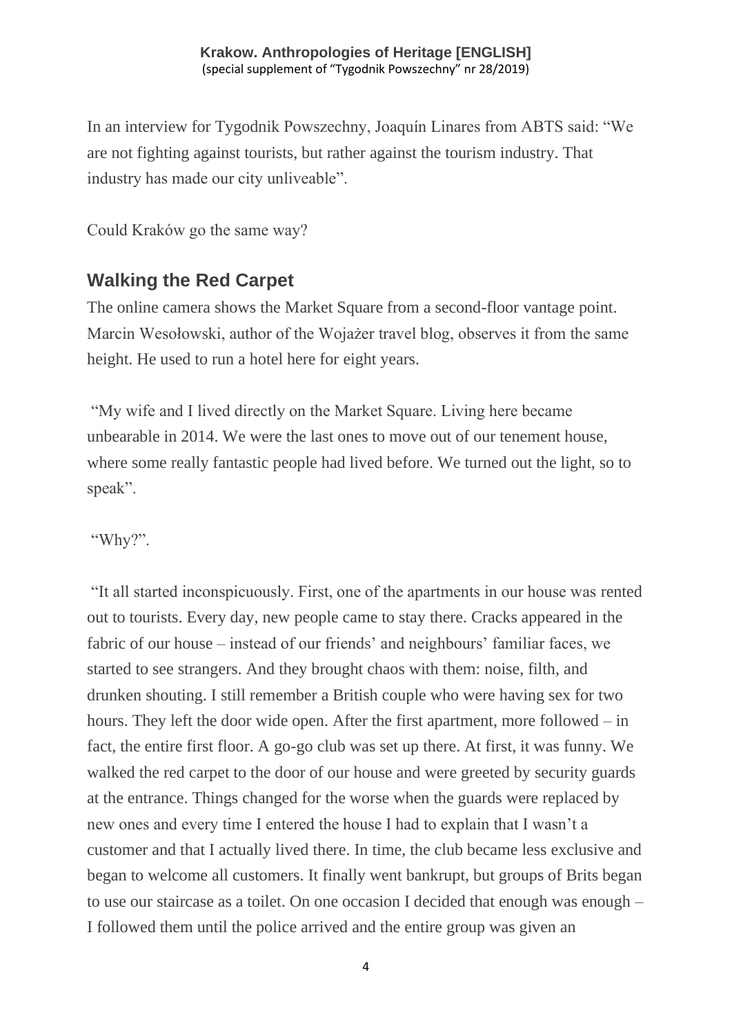In an interview for Tygodnik Powszechny, Joaquín Linares from ABTS said: "We are not fighting against tourists, but rather against the tourism industry. That industry has made our city unliveable".

Could Kraków go the same way?

## Walking the Red Carpet

The online camera shows the Market Square from a second-floor vantage point. Marcin Wesołowski, author of the Wojażer travel blog, observes it from the same height. He used to run a hotel here for eight years.

"My wife and I lived directly on the Market Square. Living here became unbearable in 2014. We were the last ones to move out of our tenement house, where some really fantastic people had lived before. We turned out the light, so to speak".

"Why?".

"It all started inconspicuously. First, one of the apartments in our house was rented out to tourists. Every day, new people came to stay there. Cracks appeared in the fabric of our house – instead of our friends' and neighbours' familiar faces, we started to see strangers. And they brought chaos with them: noise, filth, and drunken shouting. I still remember a British couple who were having sex for two hours. They left the door wide open. After the first apartment, more followed – in fact, the entire first floor. A go-go club was set up there. At first, it was funny. We walked the red carpet to the door of our house and were greeted by security guards at the entrance. Things changed for the worse when the guards were replaced by new ones and every time I entered the house I had to explain that I wasn't a customer and that I actually lived there. In time, the club became less exclusive and began to welcome all customers. It finally went bankrupt, but groups of Brits began to use our staircase as a toilet. On one occasion I decided that enough was enough – I followed them until the police arrived and the entire group was given an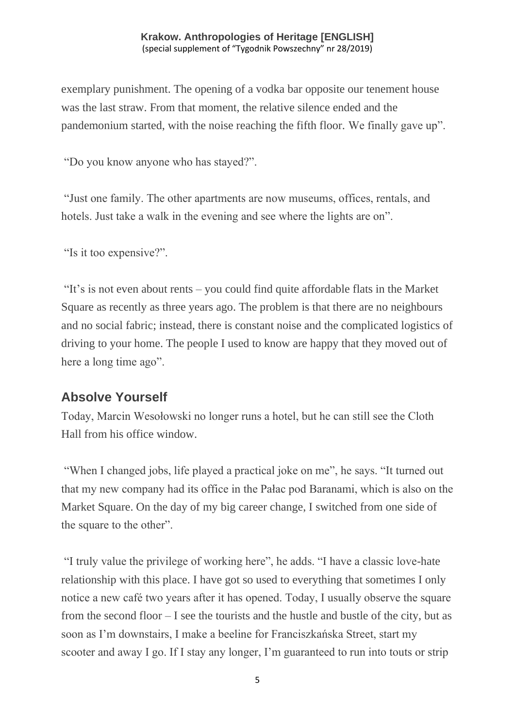exemplary punishment. The opening of a vodka bar opposite our tenement house was the last straw. From that moment, the relative silence ended and the pandemonium started, with the noise reaching the fifth floor. We finally gave up".

"Do you know anyone who has stayed?".

"Just one family. The other apartments are now museums, offices, rentals, and hotels. Just take a walk in the evening and see where the lights are on".

"Is it too expensive?".

"It's is not even about rents – you could find quite affordable flats in the Market Square as recently as three years ago. The problem is that there are no neighbours and no social fabric; instead, there is constant noise and the complicated logistics of driving to your home. The people I used to know are happy that they moved out of here a long time ago".

## Absolve Yourself

Today, Marcin Wesołowski no longer runs a hotel, but he can still see the Cloth Hall from his office window.

"When I changed jobs, life played a practical joke on me", he says. "It turned out that my new company had its office in the Pałac pod Baranami, which is also on the Market Square. On the day of my big career change, I switched from one side of the square to the other".

"I truly value the privilege of working here", he adds. "I have a classic love-hate relationship with this place. I have got so used to everything that sometimes I only notice a new café two years after it has opened. Today, I usually observe the square from the second floor – I see the tourists and the hustle and bustle of the city, but as soon as I'm downstairs, I make a beeline for Franciszkańska Street, start my scooter and away I go. If I stay any longer, I'm guaranteed to run into touts or strip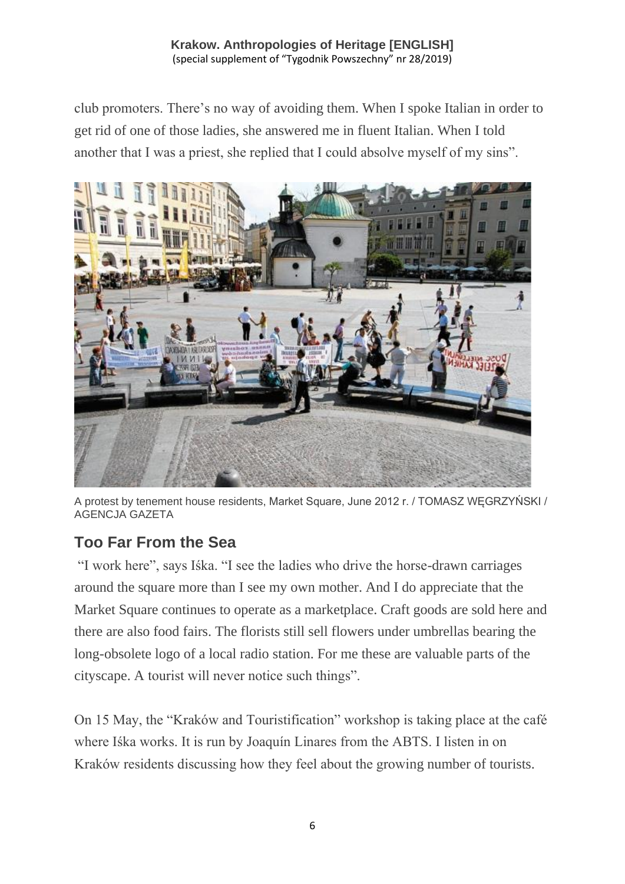club promoters. There's no way of avoiding them. When I spoke Italian in order to get rid of one of those ladies, she answered me in fluent Italian. When I told another that I was a priest, she replied that I could absolve myself of my sins".

A protest by tenement house residents, Market Square, June 2012 r. / TOMASZ WĘGRZYŃSKI / AGENCJA GAZETA

## Too Far From the Sea

"I work here", says Iśka. "I see the ladies who drive the horse-drawn carriages around the square more than I see my own mother. And I do appreciate that the Market Square continues to operate as a marketplace. Craft goods are sold here and there are also food fairs. The florists still sell flowers under umbrellas bearing the long-obsolete logo of a local radio station. For me these are valuable parts of the cityscape. A tourist will never notice such things".

On 15 May, the "Kraków and Touristification" workshop is taking place at the café where Iśka works. It is run by Joaquín Linares from the ABTS. I listen in on Kraków residents discussing how they feel about the growing number of tourists.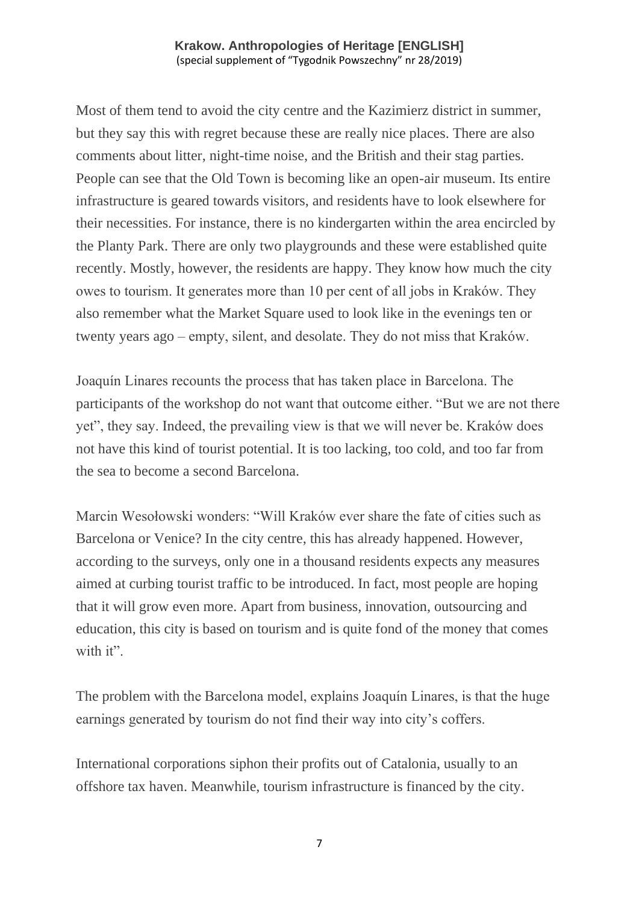Most of them tend to avoid the city centre and the Kazimierz district in summer, but they say this with regret because these are really nice places. There are also comments about litter, night-time noise, and the British and their stag parties. People can see that the Old Town is becoming like an open-air museum. Its entire infrastructure is geared towards visitors, and residents have to look elsewhere for their necessities. For instance, there is no kindergarten within the area encircled by the Planty Park. There are only two playgrounds and these were established quite recently. Mostly, however, the residents are happy. They know how much the city owes to tourism. It generates more than 10 per cent of all jobs in Kraków. They also remember what the Market Square used to look like in the evenings ten or twenty years ago – empty, silent, and desolate. They do not miss that Kraków.

Joaquín Linares recounts the process that has taken place in Barcelona. The participants of the workshop do not want that outcome either. "But we are not there yet", they say. Indeed, the prevailing view is that we will never be. Kraków does not have this kind of tourist potential. It is too lacking, too cold, and too far from the sea to become a second Barcelona.

Marcin Wesołowski wonders: "Will Kraków ever share the fate of cities such as Barcelona or Venice? In the city centre, this has already happened. However, according to the surveys, only one in a thousand residents expects any measures aimed at curbing tourist traffic to be introduced. In fact, most people are hoping that it will grow even more. Apart from business, innovation, outsourcing and education, this city is based on tourism and is quite fond of the money that comes with it".

The problem with the Barcelona model, explains Joaquín Linares, is that the huge earnings generated by tourism do not find their way into city's coffers.

International corporations siphon their profits out of Catalonia, usually to an offshore tax haven. Meanwhile, tourism infrastructure is financed by the city.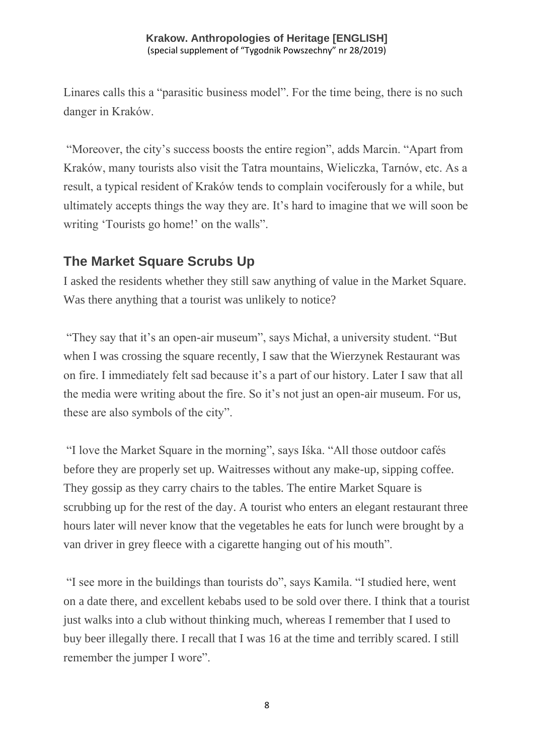Linares calls this a “parasitic business model”. For the time being, there is no such danger in Kraków.

“Moreover, the city’s success boosts the entire region”, adds Marcin. “Apart from Kraków, many tourists also visit the Tatra mountains, Wieliczka, Tarnów, etc. As a result, a typical resident of Kraków tends to complain vociferously for a while, but ultimately accepts things the way they are. It’s hard to imagine that we will soon be writing ‘Tourists go home!’ on the walls”.

## The Market Square Scrubs Up

I asked the residents whether they still saw anything of value in the Market Square. Was there anything that a tourist was unlikely to notice?

“They say that it’s an open-air museum”, says Michał, a university student. “But when I was crossing the square recently, I saw that the Wierzynek Restaurant was on fire. I immediately felt sad because it’s a part of our history. Later I saw that all the media were writing about the fire. So it’s not just an open-air museum. For us, these are also symbols of the city”.

“I love the Market Square in the morning”, says Iśka. “All those outdoor cafés before they are properly set up. Waitresses without any make-up, sipping coffee. They gossip as they carry chairs to the tables. The entire Market Square is scrubbing up for the rest of the day. A tourist who enters an elegant restaurant three hours later will never know that the vegetables he eats for lunch were brought by a van driver in grey fleece with a cigarette hanging out of his mouth”.

“I see more in the buildings than tourists do”, says Kamila. “I studied here, went on a date there, and excellent kebabs used to be sold over there. I think that a tourist just walks into a club without thinking much, whereas I remember that I used to buy beer illegally there. I recall that I was 16 at the time and terribly scared. I still remember the jumper I wore”.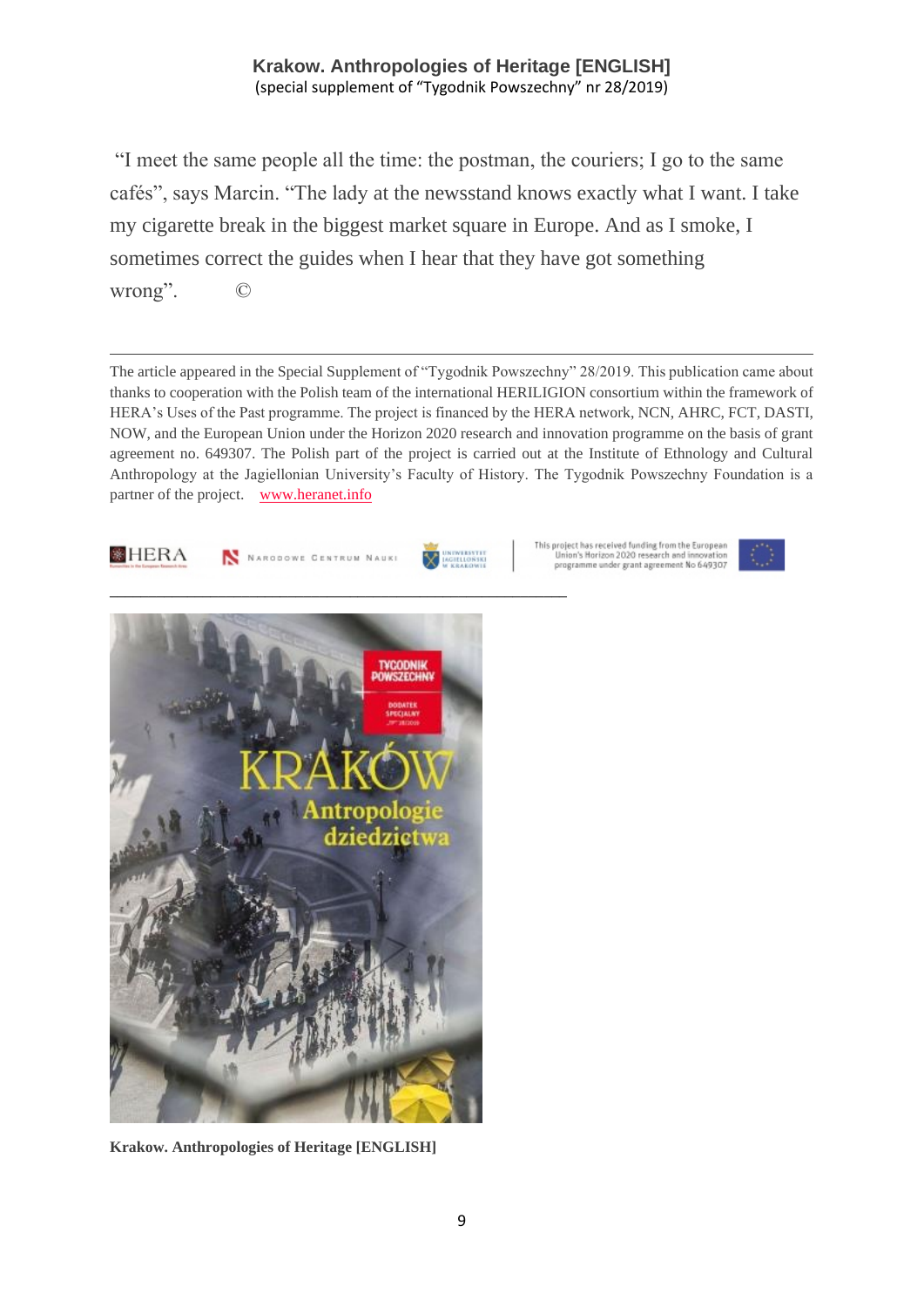"I meet the same people all the time: the postman, the couriers; I go to the same cafés", says Marcin. "The lady at the newsstand knows exactly what I want. I take my cigarette break in the biggest market square in Europe. And as I smoke, I sometimes correct the guides when I hear that they have got something wrong". ©

---

The article appeared in the Special Supplement of "Tygodnik Powszechny" 28/2019. This publication came about thanks to cooperation with the Polish team of the international HERILIGION consortium within the framework of HERA's Uses of the Past programme. The project is financed by the HERA network, NCN, AHRC, FCT, DASTI, NOW, and the European Union under the Horizon 2020 research and innovation programme on the basis of grant agreement no. 649307. The Polish part of the project is carried out at the Institute of Ethnology and Cultural Anthropology at the Jagiellonian University's Faculty of History. The Tygodnik Powszechny Foundation is a partner of the project. [www.heranet.info](http://www.heranet.info)

This project has received funding from the European Union's Horizon 2020 research and innovation programme under grant agreement No 649307

---

**Krakow. Anthropologies of Heritage [ENGLISH]**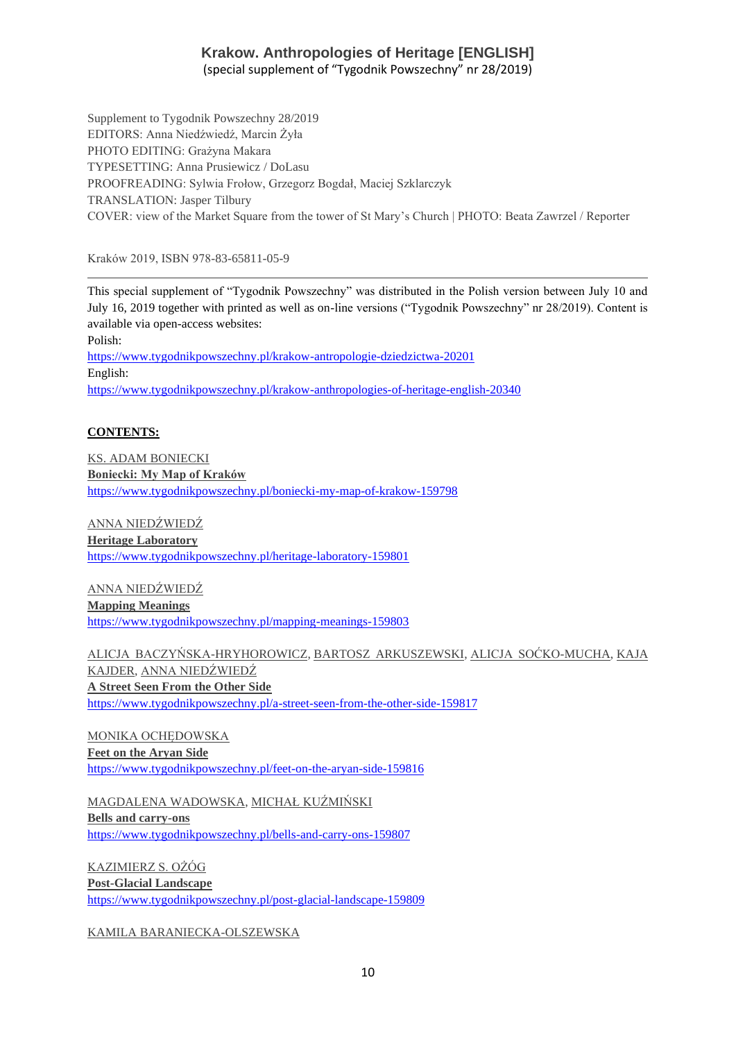# Krakow. Anthropologies of Heritage [ENGLISH]
(special supplement of "Tygodnik Powszechny" nr 28/2019)

Supplement to Tygodnik Powszechny 28/2019
EDITORS: Anna Niedźwiedź, Marcin Żyła
PHOTO EDITING: Grażyna Makara
TYPESETTING: Anna Prusiewicz / DoLasu
PROOFREADING: Sylwia Frołow, Grzegorz Bogdał, Maciej Szklarczyk
TRANSLATION: Jasper Tilbury
COVER: view of the Market Square from the tower of St Mary's Church | PHOTO: Beata Zawrzel / Reporter

Kraków 2019, ISBN 978-83-65811-05-9

---

This special supplement of "Tygodnik Powszechny" was distributed in the Polish version between July 10 and July 16, 2019 together with printed as well as on-line versions ("Tygodnik Powszechny" nr 28/2019). Content is available via open-access websites:
Polish:
https://www.tygodnikpowszechny.pl/krakow-antropologie-dziedzictwa-20201
English:
https://www.tygodnikpowszechny.pl/krakow-anthropologies-of-heritage-english-20340

**CONTENTS:**

KS. ADAM BONIECKI
**Boniecki: My Map of Kraków**
https://www.tygodnikpowszechny.pl/boniecki-my-map-of-krakow-159798

ANNA NIEDŹWIEDŹ
**Heritage Laboratory**
https://www.tygodnikpowszechny.pl/heritage-laboratory-159801

ANNA NIEDŹWIEDŹ
**Mapping Meanings**
https://www.tygodnikpowszechny.pl/mapping-meanings-159803

ALICJA BACZYŃSKA-HRYHOROWICZ, BARTOSZ ARKUSZEWSKI, ALICJA SOĆKO-MUCHA, KAJA KAJDER, ANNA NIEDŹWIEDŹ
**A Street Seen From the Other Side**
https://www.tygodnikpowszechny.pl/a-street-seen-from-the-other-side-159817

MONIKA OCHĘDOWSKA
**Feet on the Aryan Side**
https://www.tygodnikpowszechny.pl/feet-on-the-aryan-side-159816

MAGDALENA WADOWSKA, MICHAŁ KUŹMIŃSKI
**Bells and carry-ons**
https://www.tygodnikpowszechny.pl/bells-and-carry-ons-159807

KAZIMIERZ S. OŻÓG
**Post-Glacial Landscape**
https://www.tygodnikpowszechny.pl/post-glacial-landscape-159809

KAMILA BARANIECKA-OLSZEWSKA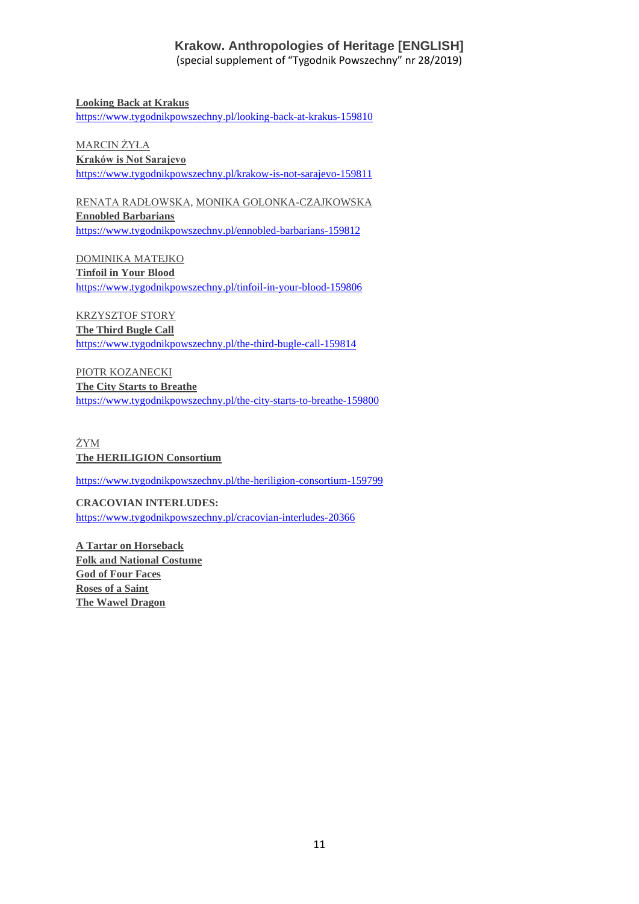# Krakow. Anthropologies of Heritage [ENGLISH]

(special supplement of "Tygodnik Powszechny" nr 28/2019)

**Looking Back at Krakus**
https://www.tygodnikpowszechny.pl/looking-back-at-krakus-159810

MARCIN ŻYŁA
**Kraków is Not Sarajevo**
https://www.tygodnikpowszechny.pl/krakow-is-not-sarajevo-159811

RENATA RADŁOWSKA, MONIKA GOLONKA-CZAJKOWSKA
**Ennobled Barbarians**
https://www.tygodnikpowszechny.pl/ennobled-barbarians-159812

DOMINIKA MATEJKO
**Tinfoil in Your Blood**
https://www.tygodnikpowszechny.pl/tinfoil-in-your-blood-159806

KRZYSZTOF STORY
**The Third Bugle Call**
https://www.tygodnikpowszechny.pl/the-third-bugle-call-159814

PIOTR KOZANECKI
**The City Starts to Breathe**
https://www.tygodnikpowszechny.pl/the-city-starts-to-breathe-159800

ŻYM
**The HERILIGION Consortium**

https://www.tygodnikpowszechny.pl/the-heriligion-consortium-159799

**CRACOVIAN INTERLUDES:**
https://www.tygodnikpowszechny.pl/cracovian-interludes-20366

**A Tartar on Horseback**
**Folk and National Costume**
**God of Four Faces**
**Roses of a Saint**
**The Wawel Dragon**